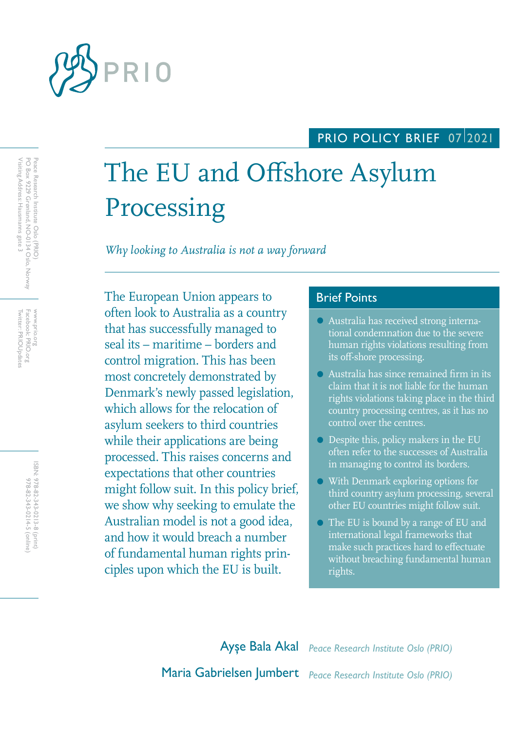PRIO

PRIO POLICY BRIEF 07 2021

# The EU and Offshore Asylum Processing

*Why looking to Australia is not a way forward*

The European Union appears to often look to Australia as a country that has successfully managed to seal its – maritime – borders and control migration. This has been most concretely demonstrated by Denmark's newly passed legislation, which allows for the relocation of asylum seekers to third countries while their applications are being processed. This raises concerns and expectations that other countries might follow suit. In this policy brief, we show why seeking to emulate the Australian model is not a good idea, and how it would breach a number of fundamental human rights principles upon which the EU is built.

## Brief Points

- Australia has received strong international condemnation due to the severe human rights violations resulting from its off-shore processing.
- Australia has since remained firm in its claim that it is not liable for the human rights violations taking place in the third country processing centres, as it has no control over the centres.
- Despite this, policy makers in the EU often refer to the successes of Australia in managing to control its borders.
- With Denmark exploring options for third country asylum processing, several other EU countries might follow suit.
- The EU is bound by a range of EU and international legal frameworks that make such practices hard to effectuate without breaching fundamental human rights.

**Ayşe Bala Akal** *Peace Research Institute Oslo (PRIO)*

**Maria Gabrielsen Jumbert** *Peace Research Institute Oslo (PRIO)*

Peace Research Institute Oslo (PRIO)
PO Box 9229 Grønland, NO-0134 Oslo, Norway
Visiting Address: Hausmanns gate 3

www.prio.org
Facebook: PRIO.org
Twitter: PRIOUpdates

ISBN: 978-82-343-0213-8 (print)
978-82-343-0214-5 (online)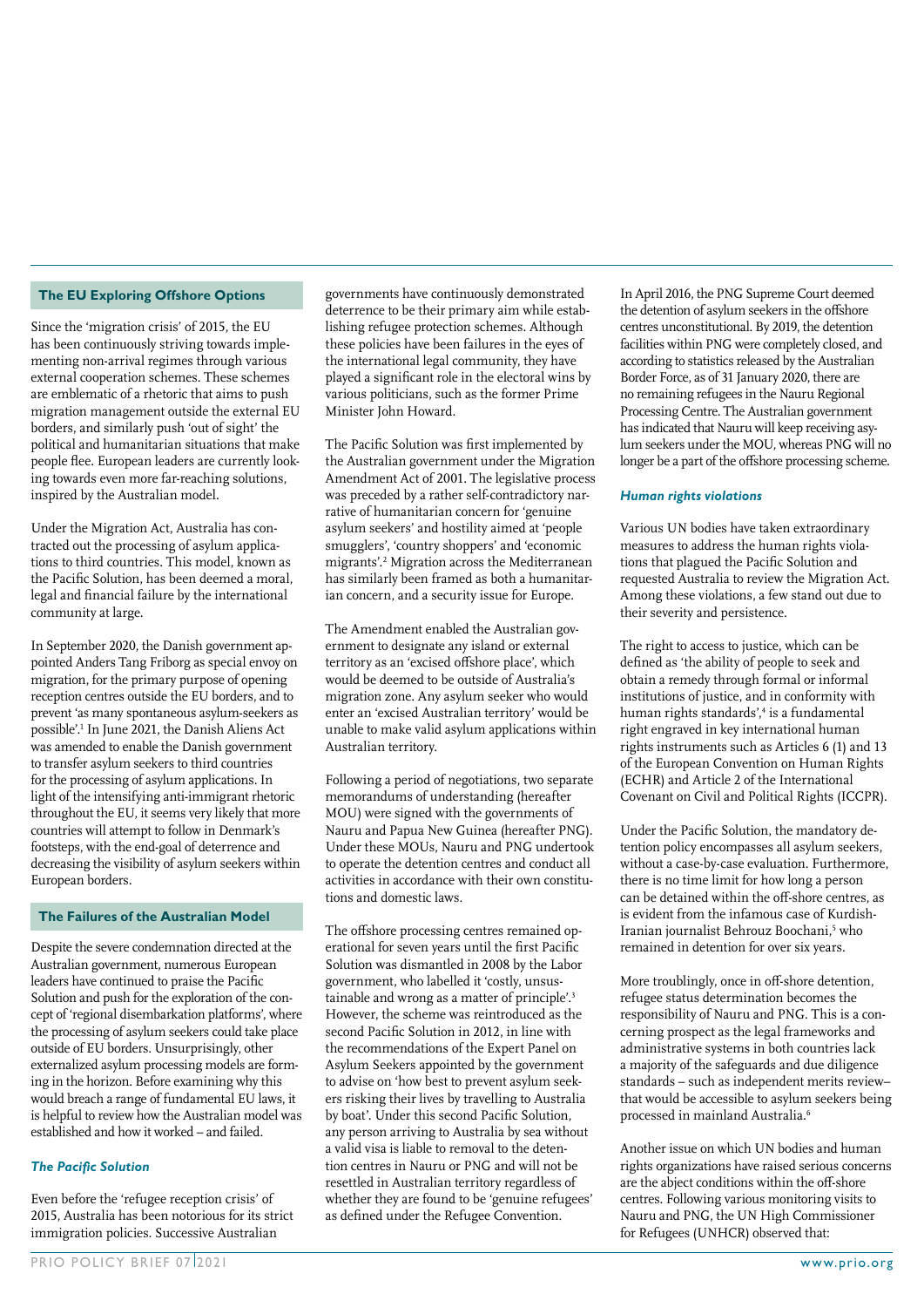## The EU Exploring Offshore Options

Since the 'migration crisis' of 2015, the EU has been continuously striving towards implementing non-arrival regimes through various external cooperation schemes. These schemes are emblematic of a rhetoric that aims to push migration management outside the external EU borders, and similarly push 'out of sight' the political and humanitarian situations that make people flee. European leaders are currently looking towards even more far-reaching solutions, inspired by the Australian model.

Under the Migration Act, Australia has contracted out the processing of asylum applications to third countries. This model, known as the Pacific Solution, has been deemed a moral, legal and financial failure by the international community at large.

In September 2020, the Danish government appointed Anders Tang Friborg as special envoy on migration, for the primary purpose of opening reception centres outside the EU borders, and to prevent 'as many spontaneous asylum-seekers as possible'.[1] In June 2021, the Danish Aliens Act was amended to enable the Danish government to transfer asylum seekers to third countries for the processing of asylum applications. In light of the intensifying anti-immigrant rhetoric throughout the EU, it seems very likely that more countries will attempt to follow in Denmark's footsteps, with the end-goal of deterrence and decreasing the visibility of asylum seekers within European borders.

## The Failures of the Australian Model

Despite the severe condemnation directed at the Australian government, numerous European leaders have continued to praise the Pacific Solution and push for the exploration of the concept of 'regional disembarkation platforms', where the processing of asylum seekers could take place outside of EU borders. Unsurprisingly, other externalized asylum processing models are forming in the horizon. Before examining why this would breach a range of fundamental EU laws, it is helpful to review how the Australian model was established and how it worked – and failed.

### *The Pacific Solution*

Even before the 'refugee reception crisis' of 2015, Australia has been notorious for its strict immigration policies. Successive Australian governments have continuously demonstrated deterrence to be their primary aim while establishing refugee protection schemes. Although these policies have been failures in the eyes of the international legal community, they have played a significant role in the electoral wins by various politicians, such as the former Prime Minister John Howard.

The Pacific Solution was first implemented by the Australian government under the Migration Amendment Act of 2001. The legislative process was preceded by a rather self-contradictory narrative of humanitarian concern for 'genuine asylum seekers' and hostility aimed at 'people smugglers', 'country shoppers' and 'economic migrants'.[2] Migration across the Mediterranean has similarly been framed as both a humanitarian concern, and a security issue for Europe.

The Amendment enabled the Australian government to designate any island or external territory as an 'excised offshore place', which would be deemed to be outside of Australia's migration zone. Any asylum seeker who would enter an 'excised Australian territory' would be unable to make valid asylum applications within Australian territory.

Following a period of negotiations, two separate memorandums of understanding (hereafter MOU) were signed with the governments of Nauru and Papua New Guinea (hereafter PNG). Under these MOUs, Nauru and PNG undertook to operate the detention centres and conduct all activities in accordance with their own constitutions and domestic laws.

The offshore processing centres remained operational for seven years until the first Pacific Solution was dismantled in 2008 by the Labor government, who labelled it 'costly, unsustainable and wrong as a matter of principle'.[3] However, the scheme was reintroduced as the second Pacific Solution in 2012, in line with the recommendations of the Expert Panel on Asylum Seekers appointed by the government to advise on 'how best to prevent asylum seekers risking their lives by travelling to Australia by boat'. Under this second Pacific Solution, any person arriving to Australia by sea without a valid visa is liable to removal to the detention centres in Nauru or PNG and will not be resettled in Australian territory regardless of whether they are found to be 'genuine refugees' as defined under the Refugee Convention.

In April 2016, the PNG Supreme Court deemed the detention of asylum seekers in the offshore centres unconstitutional. By 2019, the detention facilities within PNG were completely closed, and according to statistics released by the Australian Border Force, as of 31 January 2020, there are no remaining refugees in the Nauru Regional Processing Centre. The Australian government has indicated that Nauru will keep receiving asylum seekers under the MOU, whereas PNG will no longer be a part of the offshore processing scheme.

### *Human rights violations*

Various UN bodies have taken extraordinary measures to address the human rights violations that plagued the Pacific Solution and requested Australia to review the Migration Act. Among these violations, a few stand out due to their severity and persistence.

The right to access to justice, which can be defined as 'the ability of people to seek and obtain a remedy through formal or informal institutions of justice, and in conformity with human rights standards',[4] is a fundamental right engraved in key international human rights instruments such as Articles 6 (1) and 13 of the European Convention on Human Rights (ECHR) and Article 2 of the International Covenant on Civil and Political Rights (ICCPR).

Under the Pacific Solution, the mandatory detention policy encompasses all asylum seekers, without a case-by-case evaluation. Furthermore, there is no time limit for how long a person can be detained within the off-shore centres, as is evident from the infamous case of Kurdish-Iranian journalist Behrouz Boochani,[5] who remained in detention for over six years.

More troublingly, once in off-shore detention, refugee status determination becomes the responsibility of Nauru and PNG. This is a concerning prospect as the legal frameworks and administrative systems in both countries lack a majority of the safeguards and due diligence standards – such as independent merits review– that would be accessible to asylum seekers being processed in mainland Australia.[6]

Another issue on which UN bodies and human rights organizations have raised serious concerns are the abject conditions within the off-shore centres. Following various monitoring visits to Nauru and PNG, the UN High Commissioner for Refugees (UNHCR) observed that: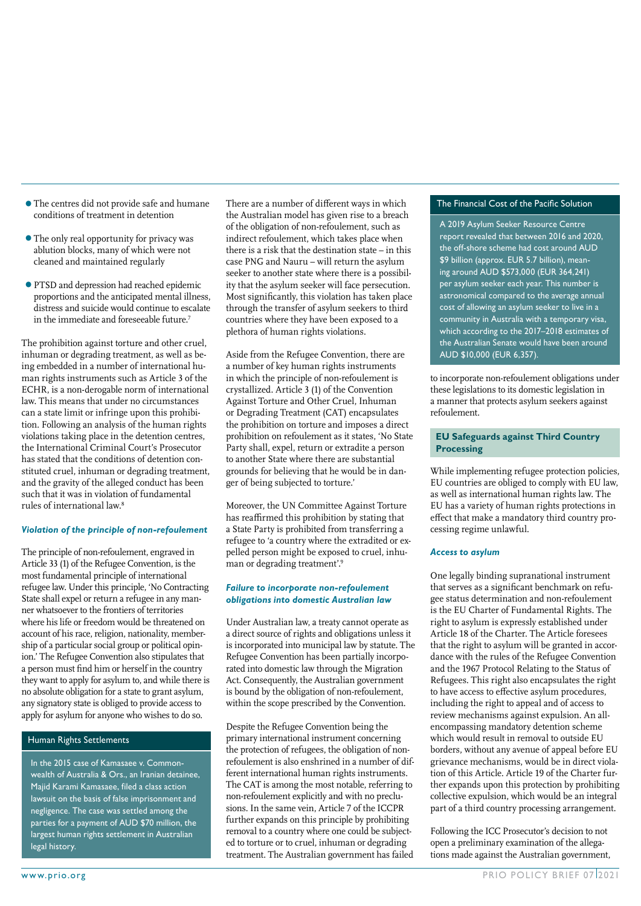- The centres did not provide safe and humane conditions of treatment in detention
- The only real opportunity for privacy was ablution blocks, many of which were not cleaned and maintained regularly
- PTSD and depression had reached epidemic proportions and the anticipated mental illness, distress and suicide would continue to escalate in the immediate and foreseeable future.[7]

The prohibition against torture and other cruel, inhuman or degrading treatment, as well as being embedded in a number of international human rights instruments such as Article 3 of the ECHR, is a non-derogable norm of international law. This means that under no circumstances can a state limit or infringe upon this prohibition. Following an analysis of the human rights violations taking place in the detention centres, the International Criminal Court's Prosecutor has stated that the conditions of detention constituted cruel, inhuman or degrading treatment, and the gravity of the alleged conduct has been such that it was in violation of fundamental rules of international law.[8]

### *Violation of the principle of non-refoulement*

The principle of non-refoulement, engraved in Article 33 (1) of the Refugee Convention, is the most fundamental principle of international refugee law. Under this principle, 'No Contracting State shall expel or return a refugee in any manner whatsoever to the frontiers of territories where his life or freedom would be threatened on account of his race, religion, nationality, membership of a particular social group or political opinion.' The Refugee Convention also stipulates that a person must find him or herself in the country they want to apply for asylum to, and while there is no absolute obligation for a state to grant asylum, any signatory state is obliged to provide access to apply for asylum for anyone who wishes to do so.

> **Human Rights Settlements**
>
> In the 2015 case of Kamasaee v. Commonwealth of Australia & Ors., an Iranian detainee, Majid Karami Kamasaee, filed a class action lawsuit on the basis of false imprisonment and negligence. The case was settled among the parties for a payment of AUD $70 million, the largest human rights settlement in Australian legal history.

There are a number of different ways in which the Australian model has given rise to a breach of the obligation of non-refoulement, such as indirect refoulement, which takes place when there is a risk that the destination state – in this case PNG and Nauru – will return the asylum seeker to another state where there is a possibility that the asylum seeker will face persecution. Most significantly, this violation has taken place through the transfer of asylum seekers to third countries where they have been exposed to a plethora of human rights violations.

Aside from the Refugee Convention, there are a number of key human rights instruments in which the principle of non-refoulement is crystallized. Article 3 (1) of the Convention Against Torture and Other Cruel, Inhuman or Degrading Treatment (CAT) encapsulates the prohibition on torture and imposes a direct prohibition on refoulement as it states, 'No State Party shall, expel, return or extradite a person to another State where there are substantial grounds for believing that he would be in danger of being subjected to torture.'

Moreover, the UN Committee Against Torture has reaffirmed this prohibition by stating that a State Party is prohibited from transferring a refugee to 'a country where the extradited or expelled person might be exposed to cruel, inhuman or degrading treatment'.[9]

### *Failure to incorporate non-refoulement obligations into domestic Australian law*

Under Australian law, a treaty cannot operate as a direct source of rights and obligations unless it is incorporated into municipal law by statute. The Refugee Convention has been partially incorporated into domestic law through the Migration Act. Consequently, the Australian government is bound by the obligation of non-refoulement, within the scope prescribed by the Convention.

Despite the Refugee Convention being the primary international instrument concerning the protection of refugees, the obligation of non-refoulement is also enshrined in a number of different international human rights instruments. The CAT is among the most notable, referring to non-refoulement explicitly and with no preclusions. In the same vein, Article 7 of the ICCPR further expands on this principle by prohibiting removal to a country where one could be subjected to torture or to cruel, inhuman or degrading treatment. The Australian government has failed to incorporate non-refoulement obligations under these legislations to its domestic legislation in a manner that protects asylum seekers against refoulement.

> **The Financial Cost of the Pacific Solution**
>
> A 2019 Asylum Seeker Resource Centre report revealed that between 2016 and 2020, the off-shore scheme had cost around AUD $9 billion (approx. EUR 5.7 billion), meaning around AUD $573,000 (EUR 364,241) per asylum seeker each year. This number is astronomical compared to the average annual cost of allowing an asylum seeker to live in a community in Australia with a temporary visa, which according to the 2017–2018 estimates of the Australian Senate would have been around AUD $10,000 (EUR 6,357).

## EU Safeguards against Third Country Processing

While implementing refugee protection policies, EU countries are obliged to comply with EU law, as well as international human rights law. The EU has a variety of human rights protections in effect that make a mandatory third country processing regime unlawful.

### *Access to asylum*

One legally binding supranational instrument that serves as a significant benchmark on refugee status determination and non-refoulement is the EU Charter of Fundamental Rights. The right to asylum is expressly established under Article 18 of the Charter. The Article foresees that the right to asylum will be granted in accordance with the rules of the Refugee Convention and the 1967 Protocol Relating to the Status of Refugees. This right also encapsulates the right to have access to effective asylum procedures, including the right to appeal and of access to review mechanisms against expulsion. An all-encompassing mandatory detention scheme which would result in removal to outside EU borders, without any avenue of appeal before EU grievance mechanisms, would be in direct violation of this Article. Article 19 of the Charter further expands upon this protection by prohibiting collective expulsion, which would be an integral part of a third country processing arrangement.

Following the ICC Prosecutor's decision to not open a preliminary examination of the allegations made against the Australian government,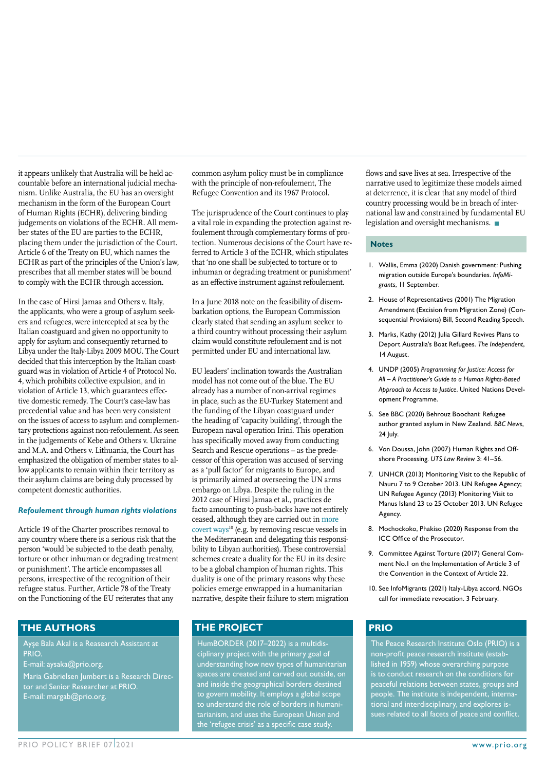it appears unlikely that Australia will be held accountable before an international judicial mechanism. Unlike Australia, the EU has an oversight mechanism in the form of the European Court of Human Rights (ECHR), delivering binding judgements on violations of the ECHR. All member states of the EU are parties to the ECHR, placing them under the jurisdiction of the Court. Article 6 of the Treaty on EU, which names the ECHR as part of the principles of the Union's law, prescribes that all member states will be bound to comply with the ECHR through accession.

In the case of Hirsi Jamaa and Others v. Italy, the applicants, who were a group of asylum seekers and refugees, were intercepted at sea by the Italian coastguard and given no opportunity to apply for asylum and consequently returned to Libya under the Italy-Libya 2009 MOU. The Court decided that this interception by the Italian coastguard was in violation of Article 4 of Protocol No. 4, which prohibits collective expulsion, and in violation of Article 13, which guarantees effective domestic remedy. The Court's case-law has precedential value and has been very consistent on the issues of access to asylum and complementary protections against non-refoulement. As seen in the judgements of Kebe and Others v. Ukraine and M.A. and Others v. Lithuania, the Court has emphasized the obligation of member states to allow applicants to remain within their territory as their asylum claims are being duly processed by competent domestic authorities.

### *Refoulement through human rights violations*

Article 19 of the Charter proscribes removal to any country where there is a serious risk that the person 'would be subjected to the death penalty, torture or other inhuman or degrading treatment or punishment'. The article encompasses all persons, irrespective of the recognition of their refugee status. Further, Article 78 of the Treaty on the Functioning of the EU reiterates that any common asylum policy must be in compliance with the principle of non-refoulement, The Refugee Convention and its 1967 Protocol.

The jurisprudence of the Court continues to play a vital role in expanding the protection against refoulement through complementary forms of protection. Numerous decisions of the Court have referred to Article 3 of the ECHR, which stipulates that 'no one shall be subjected to torture or to inhuman or degrading treatment or punishment' as an effective instrument against refoulement.

In a June 2018 note on the feasibility of disembarkation options, the European Commission clearly stated that sending an asylum seeker to a third country without processing their asylum claim would constitute refoulement and is not permitted under EU and international law.

EU leaders' inclination towards the Australian model has not come out of the blue. The EU already has a number of non-arrival regimes in place, such as the EU-Turkey Statement and the funding of the Libyan coastguard under the heading of 'capacity building', through the European naval operation Irini. This operation has specifically moved away from conducting Search and Rescue operations – as the predecessor of this operation was accused of serving as a 'pull factor' for migrants to Europe, and is primarily aimed at overseeing the UN arms embargo on Libya. Despite the ruling in the 2012 case of Hirsi Jamaa et al., practices de facto amounting to push-backs have not entirely ceased, although they are carried out in more covert ways[10] (e.g. by removing rescue vessels in the Mediterranean and delegating this responsibility to Libyan authorities). These controversial schemes create a duality for the EU in its desire to be a global champion of human rights. This duality is one of the primary reasons why these policies emerge enwrapped in a humanitarian narrative, despite their failure to stem migration flows and save lives at sea. Irrespective of the narrative used to legitimize these models aimed at deterrence, it is clear that any model of third country processing would be in breach of international law and constrained by fundamental EU legislation and oversight mechanisms.

## Notes

1. Wallis, Emma (2020) Danish government: Pushing migration outside Europe's boundaries. *InfoMigrants*, 11 September.
2. House of Representatives (2001) The Migration Amendment (Excision from Migration Zone) (Consequential Provisions) Bill, Second Reading Speech.
3. Marks, Kathy (2012) Julia Gillard Revives Plans to Deport Australia's Boat Refugees. *The Independent*, 14 August.
4. UNDP (2005) *Programming for Justice: Access for All – A Practitioner's Guide to a Human Rights-Based Approach to Access to Justice*. United Nations Development Programme.
5. See BBC (2020) Behrouz Boochani: Refugee author granted asylum in New Zealand. *BBC News*, 24 July.
6. Von Doussa, John (2007) Human Rights and Offshore Processing. *UTS Law Review* 3: 41–56.
7. UNHCR (2013) Monitoring Visit to the Republic of Nauru 7 to 9 October 2013. UN Refugee Agency; UN Refugee Agency (2013) Monitoring Visit to Manus Island 23 to 25 October 2013. UN Refugee Agency.
8. Mochockoko, Phakiso (2020) Response from the ICC Office of the Prosecutor.
9. Committee Against Torture (2017) General Comment No.1 on the Implementation of Article 3 of the Convention in the Context of Article 22.
10. See InfoMigrants (2021) Italy-Libya accord, NGOs call for immediate revocation. 3 February.

## THE AUTHORS

Ayşe Bala Akal is a Reasearch Assistant at PRIO.
E-mail: aysaka@prio.org.

Maria Gabrielsen Jumbert is a Research Director and Senior Researcher at PRIO.
E-mail: margab@prio.org.

## THE PROJECT

HumBORDER (2017–2022) is a multidisciplinary project with the primary goal of understanding how new types of humanitarian spaces are created and carved out outside, on and inside the geographical borders destined to govern mobility. It employs a global scope to understand the role of borders in humanitarianism, and uses the European Union and the 'refugee crisis' as a specific case study.

## PRIO

The Peace Research Institute Oslo (PRIO) is a non-profit peace research institute (established in 1959) whose overarching purpose is to conduct research on the conditions for peaceful relations between states, groups and people. The institute is independent, international and interdisciplinary, and explores issues related to all facets of peace and conflict.